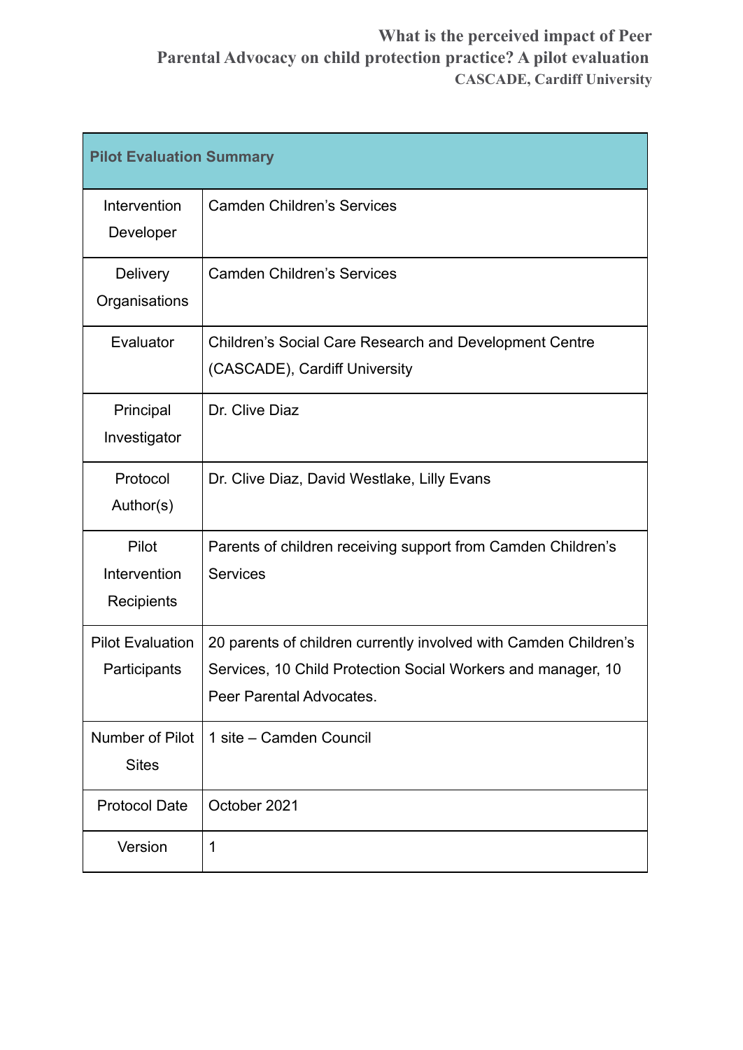# What is the perceived impact of Peer Parental Advocacy on child protection practice? A pilot evaluation

**CASCADE, Cardiff University**

| **Pilot Evaluation Summary** | |
|---|---|
| Intervention Developer | Camden Children's Services |
| Delivery Organisations | Camden Children's Services |
| Evaluator | Children's Social Care Research and Development Centre (CASCADE), Cardiff University |
| Principal Investigator | Dr. Clive Diaz |
| Protocol Author(s) | Dr. Clive Diaz, David Westlake, Lilly Evans |
| Pilot Intervention Recipients | Parents of children receiving support from Camden Children's Services |
| Pilot Evaluation Participants | 20 parents of children currently involved with Camden Children's Services, 10 Child Protection Social Workers and manager, 10 Peer Parental Advocates. |
| Number of Pilot Sites | 1 site – Camden Council |
| Protocol Date | October 2021 |
| Version | 1 |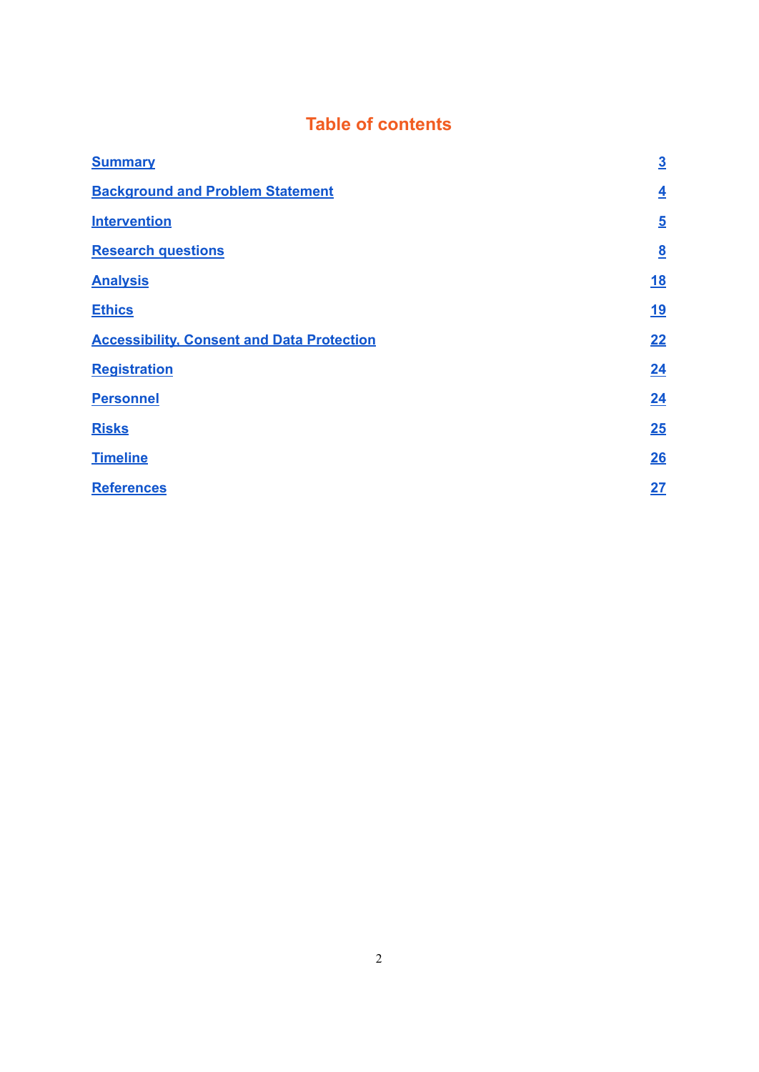# Table of contents

| | |
|---|---|
| Summary | 3 |
| Background and Problem Statement | 4 |
| Intervention | 5 |
| Research questions | 8 |
| Analysis | 18 |
| Ethics | 19 |
| Accessibility, Consent and Data Protection | 22 |
| Registration | 24 |
| Personnel | 24 |
| Risks | 25 |
| Timeline | 26 |
| References | 27 |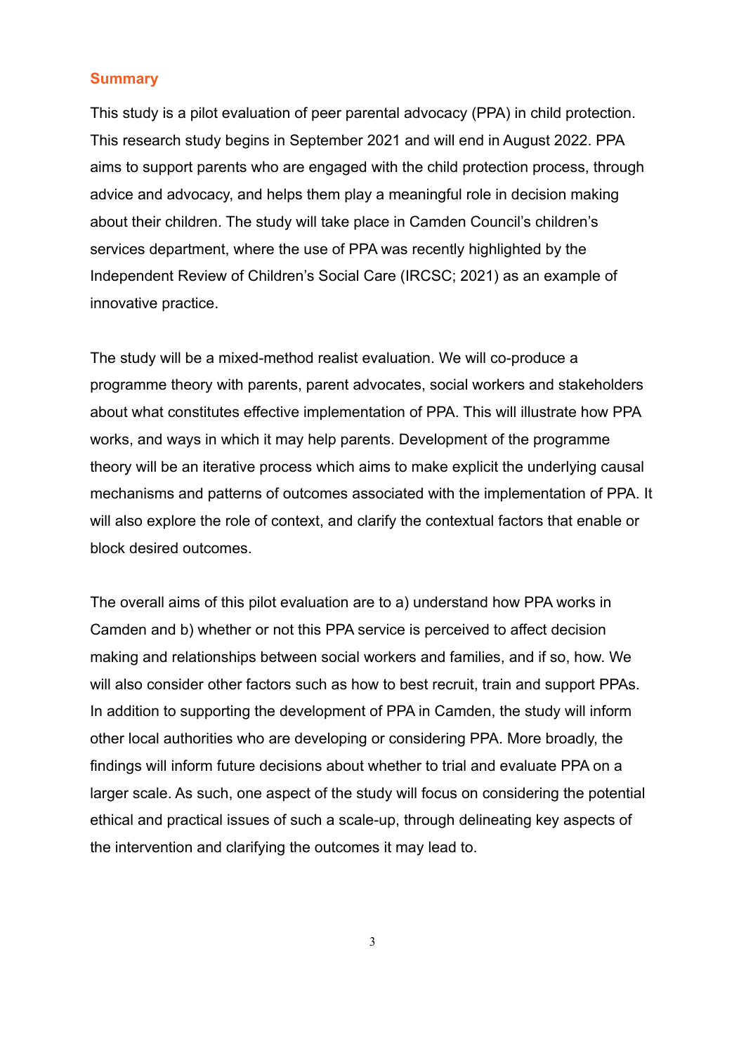## Summary

This study is a pilot evaluation of peer parental advocacy (PPA) in child protection. This research study begins in September 2021 and will end in August 2022. PPA aims to support parents who are engaged with the child protection process, through advice and advocacy, and helps them play a meaningful role in decision making about their children. The study will take place in Camden Council's children's services department, where the use of PPA was recently highlighted by the Independent Review of Children's Social Care (IRCSC; 2021) as an example of innovative practice.

The study will be a mixed-method realist evaluation. We will co-produce a programme theory with parents, parent advocates, social workers and stakeholders about what constitutes effective implementation of PPA. This will illustrate how PPA works, and ways in which it may help parents. Development of the programme theory will be an iterative process which aims to make explicit the underlying causal mechanisms and patterns of outcomes associated with the implementation of PPA. It will also explore the role of context, and clarify the contextual factors that enable or block desired outcomes.

The overall aims of this pilot evaluation are to a) understand how PPA works in Camden and b) whether or not this PPA service is perceived to affect decision making and relationships between social workers and families, and if so, how. We will also consider other factors such as how to best recruit, train and support PPAs. In addition to supporting the development of PPA in Camden, the study will inform other local authorities who are developing or considering PPA. More broadly, the findings will inform future decisions about whether to trial and evaluate PPA on a larger scale. As such, one aspect of the study will focus on considering the potential ethical and practical issues of such a scale-up, through delineating key aspects of the intervention and clarifying the outcomes it may lead to.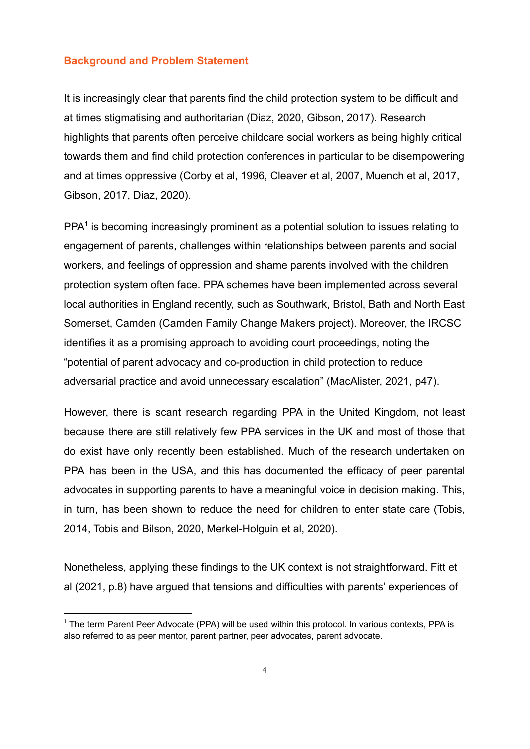## Background and Problem Statement

It is increasingly clear that parents find the child protection system to be difficult and at times stigmatising and authoritarian (Diaz, 2020, Gibson, 2017). Research highlights that parents often perceive childcare social workers as being highly critical towards them and find child protection conferences in particular to be disempowering and at times oppressive (Corby et al, 1996, Cleaver et al, 2007, Muench et al, 2017, Gibson, 2017, Diaz, 2020).

PPA[1] is becoming increasingly prominent as a potential solution to issues relating to engagement of parents, challenges within relationships between parents and social workers, and feelings of oppression and shame parents involved with the children protection system often face. PPA schemes have been implemented across several local authorities in England recently, such as Southwark, Bristol, Bath and North East Somerset, Camden (Camden Family Change Makers project). Moreover, the IRCSC identifies it as a promising approach to avoiding court proceedings, noting the "potential of parent advocacy and co-production in child protection to reduce adversarial practice and avoid unnecessary escalation" (MacAlister, 2021, p47).

However, there is scant research regarding PPA in the United Kingdom, not least because there are still relatively few PPA services in the UK and most of those that do exist have only recently been established. Much of the research undertaken on PPA has been in the USA, and this has documented the efficacy of peer parental advocates in supporting parents to have a meaningful voice in decision making. This, in turn, has been shown to reduce the need for children to enter state care (Tobis, 2014, Tobis and Bilson, 2020, Merkel-Holguin et al, 2020).

Nonetheless, applying these findings to the UK context is not straightforward. Fitt et al (2021, p.8) have argued that tensions and difficulties with parents' experiences of

[1] The term Parent Peer Advocate (PPA) will be used within this protocol. In various contexts, PPA is also referred to as peer mentor, parent partner, peer advocates, parent advocate.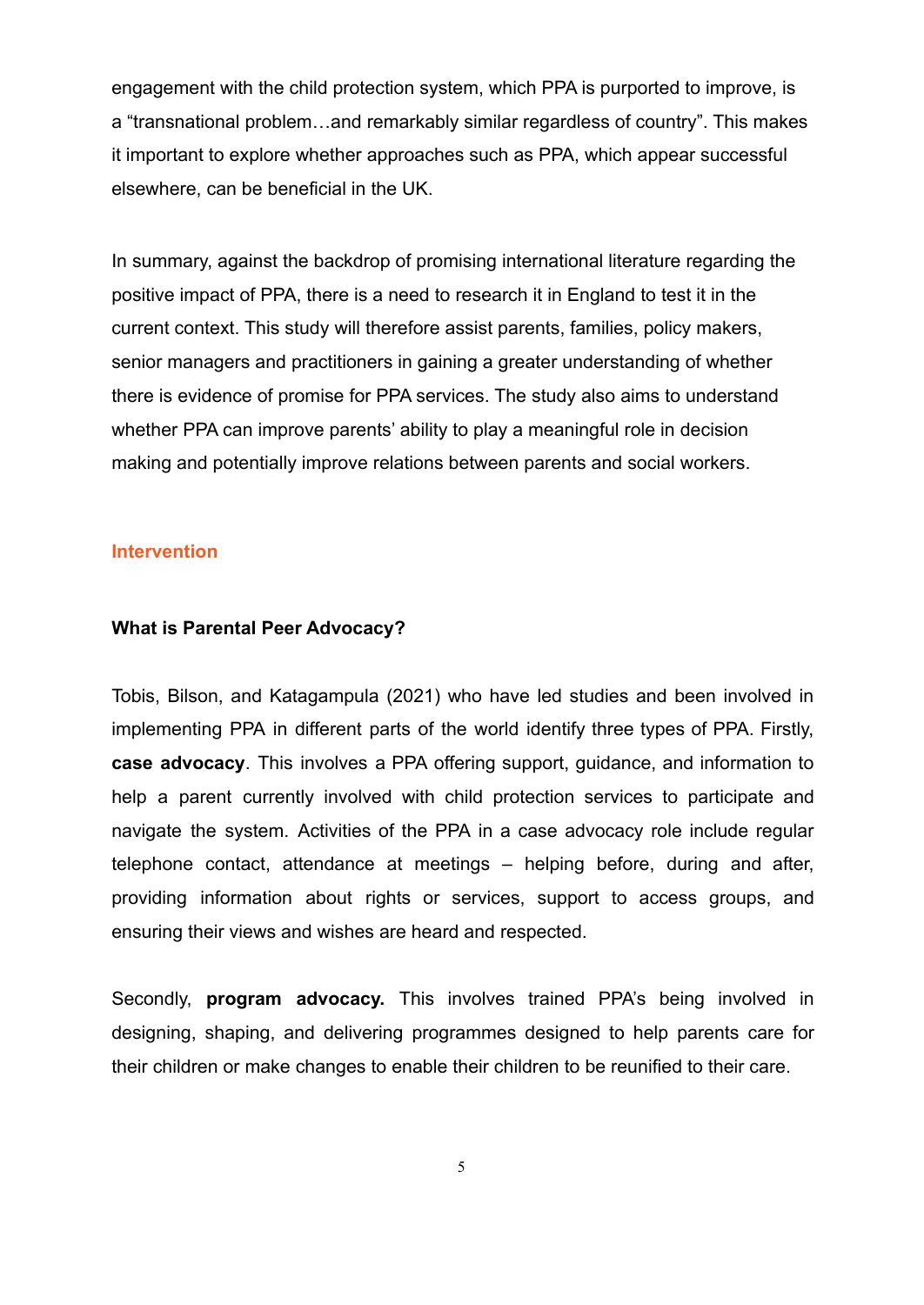engagement with the child protection system, which PPA is purported to improve, is a “transnational problem…and remarkably similar regardless of country”. This makes it important to explore whether approaches such as PPA, which appear successful elsewhere, can be beneficial in the UK.

In summary, against the backdrop of promising international literature regarding the positive impact of PPA, there is a need to research it in England to test it in the current context. This study will therefore assist parents, families, policy makers, senior managers and practitioners in gaining a greater understanding of whether there is evidence of promise for PPA services. The study also aims to understand whether PPA can improve parents’ ability to play a meaningful role in decision making and potentially improve relations between parents and social workers.

## Intervention

### What is Parental Peer Advocacy?

Tobis, Bilson, and Katagampula (2021) who have led studies and been involved in implementing PPA in different parts of the world identify three types of PPA. Firstly, **case advocacy**. This involves a PPA offering support, guidance, and information to help a parent currently involved with child protection services to participate and navigate the system. Activities of the PPA in a case advocacy role include regular telephone contact, attendance at meetings – helping before, during and after, providing information about rights or services, support to access groups, and ensuring their views and wishes are heard and respected.

Secondly, **program advocacy.** This involves trained PPA’s being involved in designing, shaping, and delivering programmes designed to help parents care for their children or make changes to enable their children to be reunified to their care.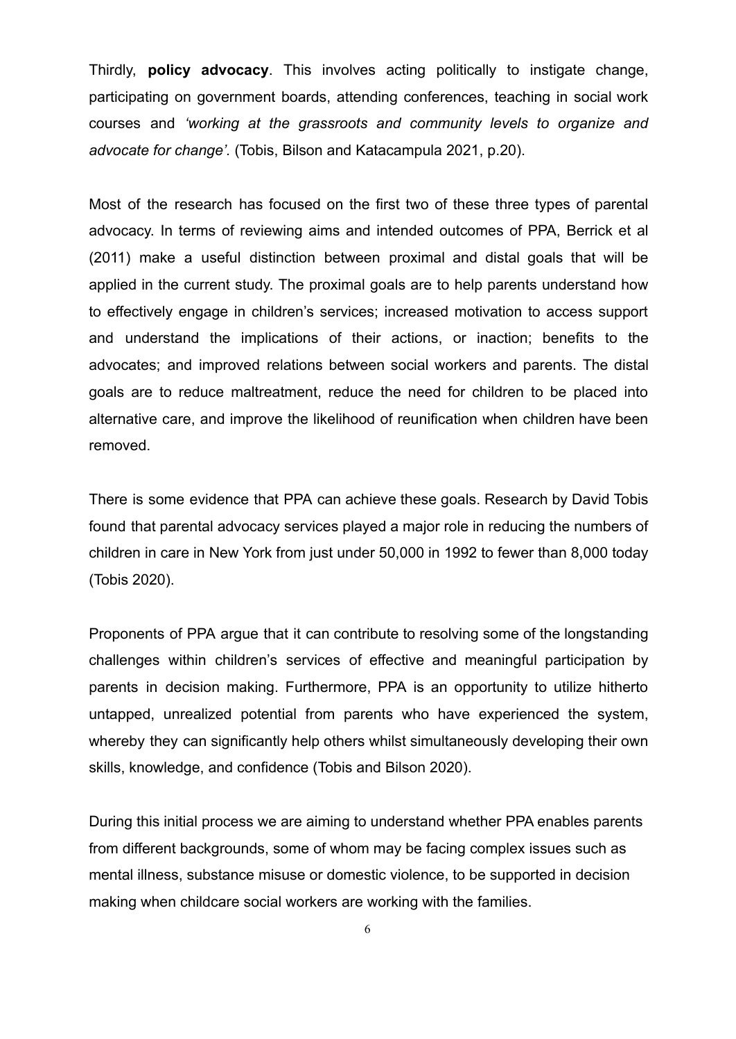Thirdly, **policy advocacy**. This involves acting politically to instigate change, participating on government boards, attending conferences, teaching in social work courses and *'working at the grassroots and community levels to organize and advocate for change'.* (Tobis, Bilson and Katacampula 2021, p.20).

Most of the research has focused on the first two of these three types of parental advocacy. In terms of reviewing aims and intended outcomes of PPA, Berrick et al (2011) make a useful distinction between proximal and distal goals that will be applied in the current study. The proximal goals are to help parents understand how to effectively engage in children's services; increased motivation to access support and understand the implications of their actions, or inaction; benefits to the advocates; and improved relations between social workers and parents. The distal goals are to reduce maltreatment, reduce the need for children to be placed into alternative care, and improve the likelihood of reunification when children have been removed.

There is some evidence that PPA can achieve these goals. Research by David Tobis found that parental advocacy services played a major role in reducing the numbers of children in care in New York from just under 50,000 in 1992 to fewer than 8,000 today (Tobis 2020).

Proponents of PPA argue that it can contribute to resolving some of the longstanding challenges within children's services of effective and meaningful participation by parents in decision making. Furthermore, PPA is an opportunity to utilize hitherto untapped, unrealized potential from parents who have experienced the system, whereby they can significantly help others whilst simultaneously developing their own skills, knowledge, and confidence (Tobis and Bilson 2020).

During this initial process we are aiming to understand whether PPA enables parents from different backgrounds, some of whom may be facing complex issues such as mental illness, substance misuse or domestic violence, to be supported in decision making when childcare social workers are working with the families.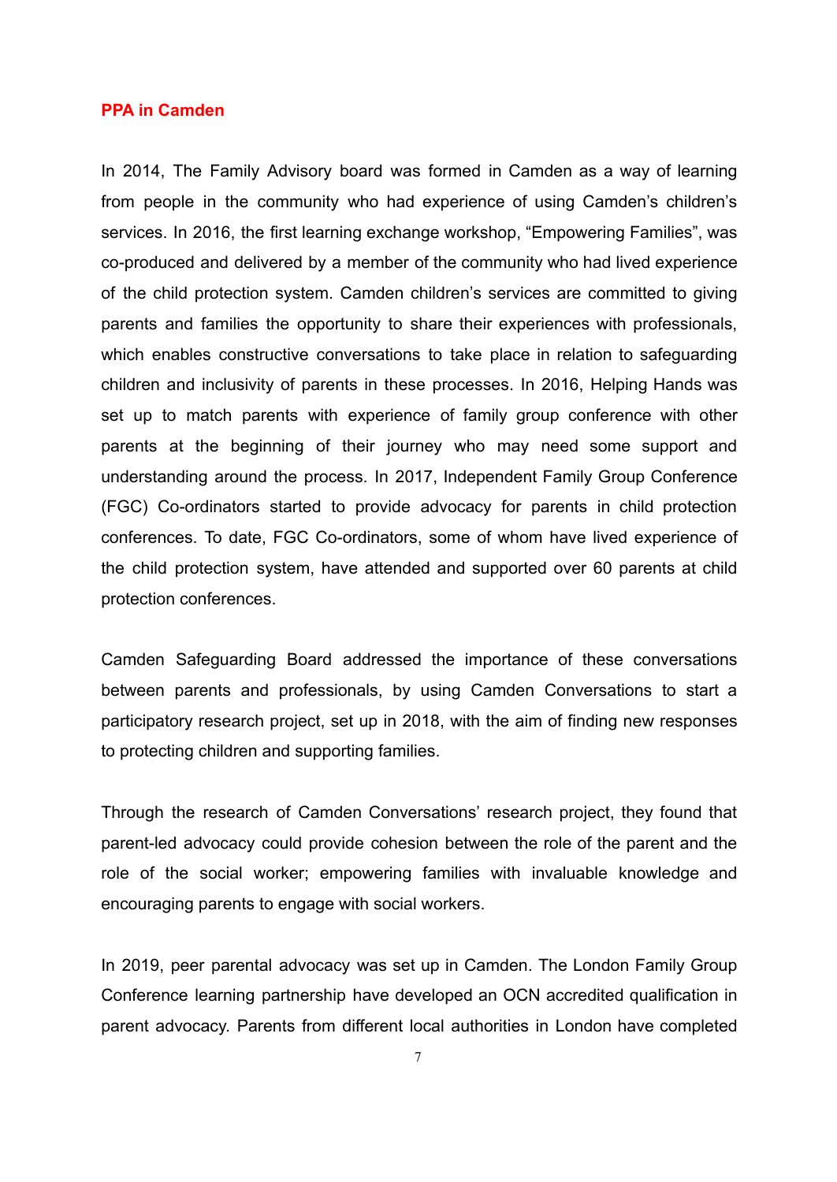## PPA in Camden

In 2014, The Family Advisory board was formed in Camden as a way of learning from people in the community who had experience of using Camden's children's services. In 2016, the first learning exchange workshop, "Empowering Families", was co-produced and delivered by a member of the community who had lived experience of the child protection system. Camden children's services are committed to giving parents and families the opportunity to share their experiences with professionals, which enables constructive conversations to take place in relation to safeguarding children and inclusivity of parents in these processes. In 2016, Helping Hands was set up to match parents with experience of family group conference with other parents at the beginning of their journey who may need some support and understanding around the process. In 2017, Independent Family Group Conference (FGC) Co-ordinators started to provide advocacy for parents in child protection conferences. To date, FGC Co-ordinators, some of whom have lived experience of the child protection system, have attended and supported over 60 parents at child protection conferences.

Camden Safeguarding Board addressed the importance of these conversations between parents and professionals, by using Camden Conversations to start a participatory research project, set up in 2018, with the aim of finding new responses to protecting children and supporting families.

Through the research of Camden Conversations' research project, they found that parent-led advocacy could provide cohesion between the role of the parent and the role of the social worker; empowering families with invaluable knowledge and encouraging parents to engage with social workers.

In 2019, peer parental advocacy was set up in Camden. The London Family Group Conference learning partnership have developed an OCN accredited qualification in parent advocacy. Parents from different local authorities in London have completed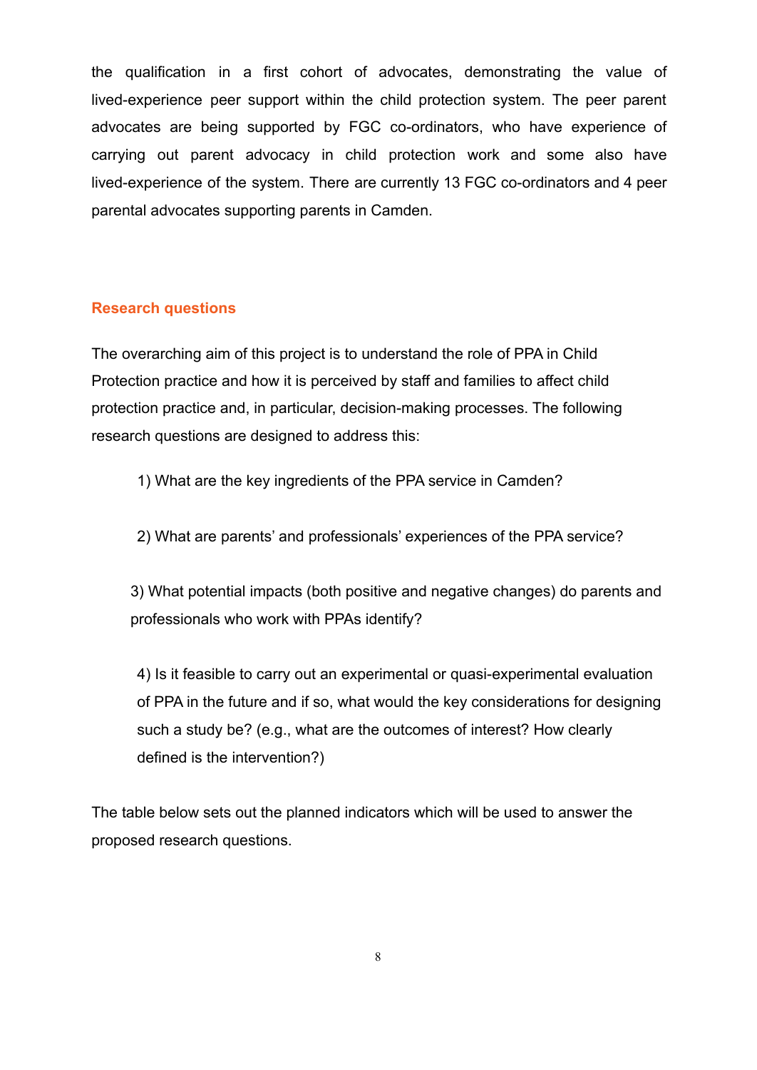the qualification in a first cohort of advocates, demonstrating the value of lived-experience peer support within the child protection system. The peer parent advocates are being supported by FGC co-ordinators, who have experience of carrying out parent advocacy in child protection work and some also have lived-experience of the system. There are currently 13 FGC co-ordinators and 4 peer parental advocates supporting parents in Camden.

## Research questions

The overarching aim of this project is to understand the role of PPA in Child Protection practice and how it is perceived by staff and families to affect child protection practice and, in particular, decision-making processes. The following research questions are designed to address this:

1) What are the key ingredients of the PPA service in Camden?

2) What are parents' and professionals' experiences of the PPA service?

3) What potential impacts (both positive and negative changes) do parents and professionals who work with PPAs identify?

4) Is it feasible to carry out an experimental or quasi-experimental evaluation of PPA in the future and if so, what would the key considerations for designing such a study be? (e.g., what are the outcomes of interest? How clearly defined is the intervention?)

The table below sets out the planned indicators which will be used to answer the proposed research questions.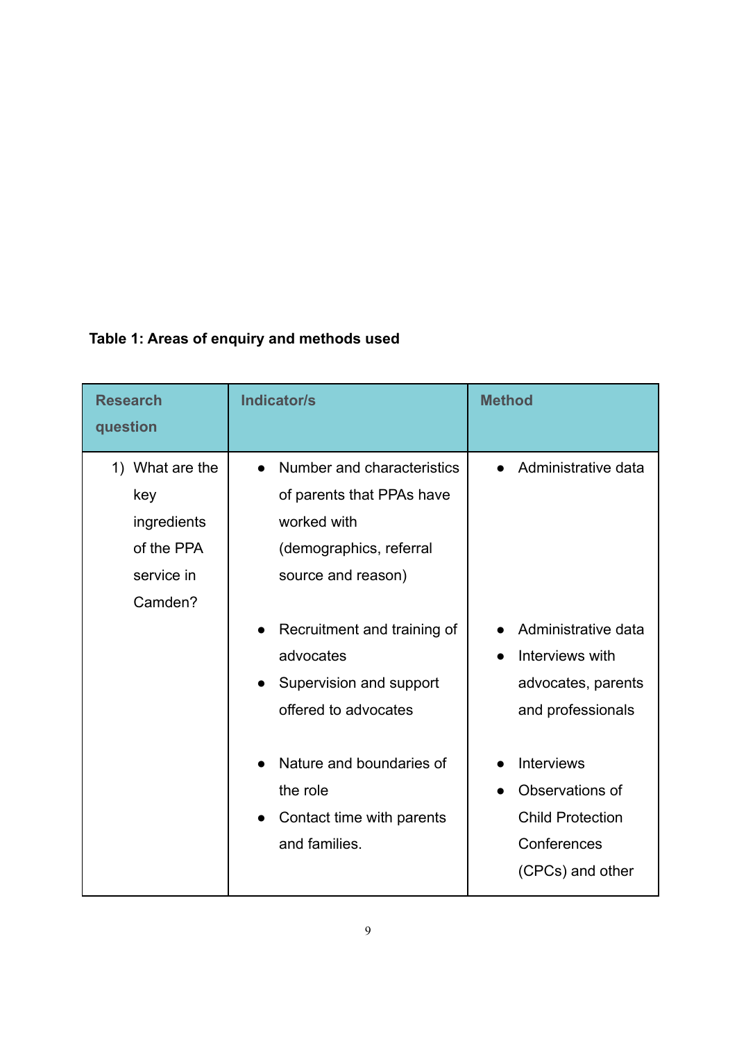**Table 1: Areas of enquiry and methods used**

| Research question | Indicator/s | Method |
|---|---|---|
| 1) What are the key ingredients of the PPA service in Camden? | • Number and characteristics of parents that PPAs have worked with (demographics, referral source and reason) | • Administrative data |
| | • Recruitment and training of advocates<br>• Supervision and support offered to advocates | • Administrative data<br>• Interviews with advocates, parents and professionals |
| | • Nature and boundaries of the role<br>• Contact time with parents and families. | • Interviews<br>• Observations of Child Protection Conferences (CPCs) and other |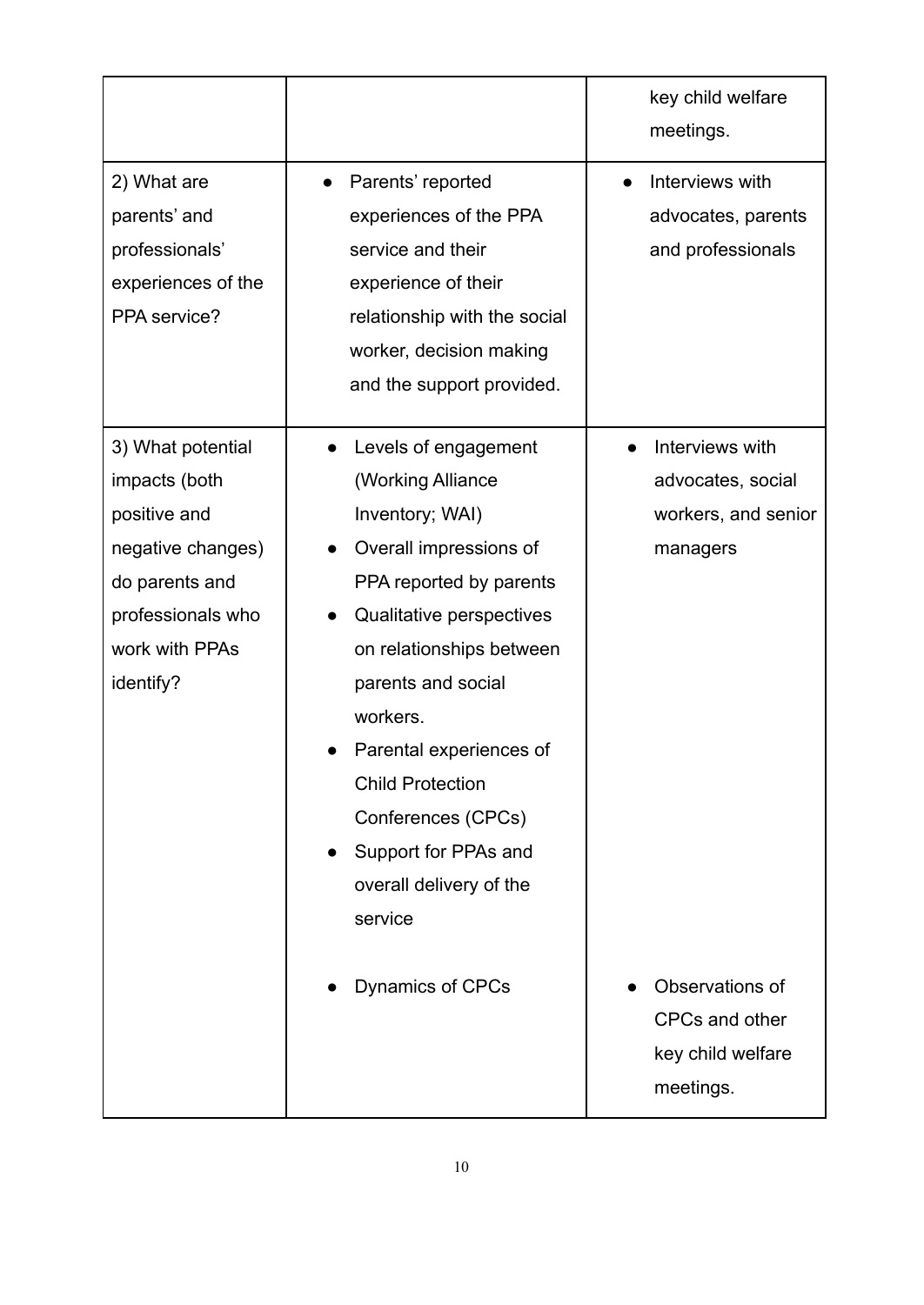| | | |
|---|---|---|
| | | key child welfare meetings. |
| 2) What are parents' and professionals' experiences of the PPA service? | • Parents' reported experiences of the PPA service and their experience of their relationship with the social worker, decision making and the support provided. | • Interviews with advocates, parents and professionals |
| 3) What potential impacts (both positive and negative changes) do parents and professionals who work with PPAs identify? | • Levels of engagement (Working Alliance Inventory; WAI)<br>• Overall impressions of PPA reported by parents<br>• Qualitative perspectives on relationships between parents and social workers.<br>• Parental experiences of Child Protection Conferences (CPCs)<br>• Support for PPAs and overall delivery of the service | • Interviews with advocates, social workers, and senior managers |
| | • Dynamics of CPCs | • Observations of CPCs and other key child welfare meetings. |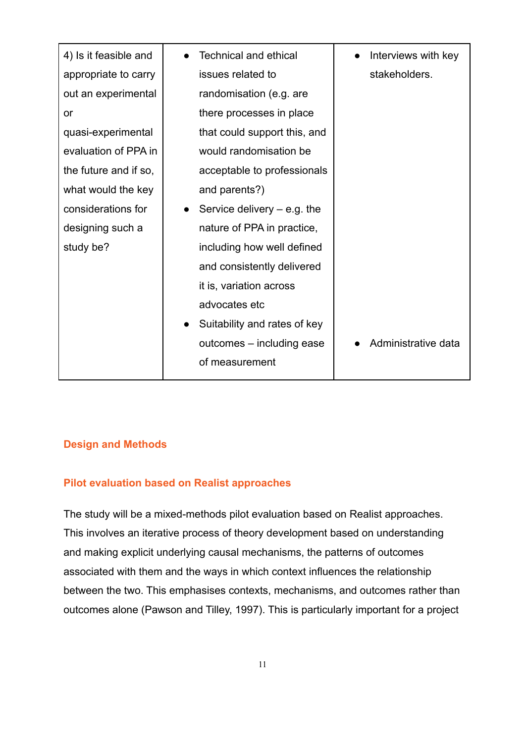| | | |
|---|---|---|
| 4) Is it feasible and appropriate to carry out an experimental or quasi-experimental evaluation of PPA in the future and if so, what would the key considerations for designing such a study be? | • Technical and ethical issues related to randomisation (e.g. are there processes in place that could support this, and would randomisation be acceptable to professionals and parents?)<br>• Service delivery – e.g. the nature of PPA in practice, including how well defined and consistently delivered it is, variation across advocates etc<br>• Suitability and rates of key outcomes – including ease of measurement | • Interviews with key stakeholders.<br>• Administrative data |

## Design and Methods

### Pilot evaluation based on Realist approaches

The study will be a mixed-methods pilot evaluation based on Realist approaches. This involves an iterative process of theory development based on understanding and making explicit underlying causal mechanisms, the patterns of outcomes associated with them and the ways in which context influences the relationship between the two. This emphasises contexts, mechanisms, and outcomes rather than outcomes alone (Pawson and Tilley, 1997). This is particularly important for a project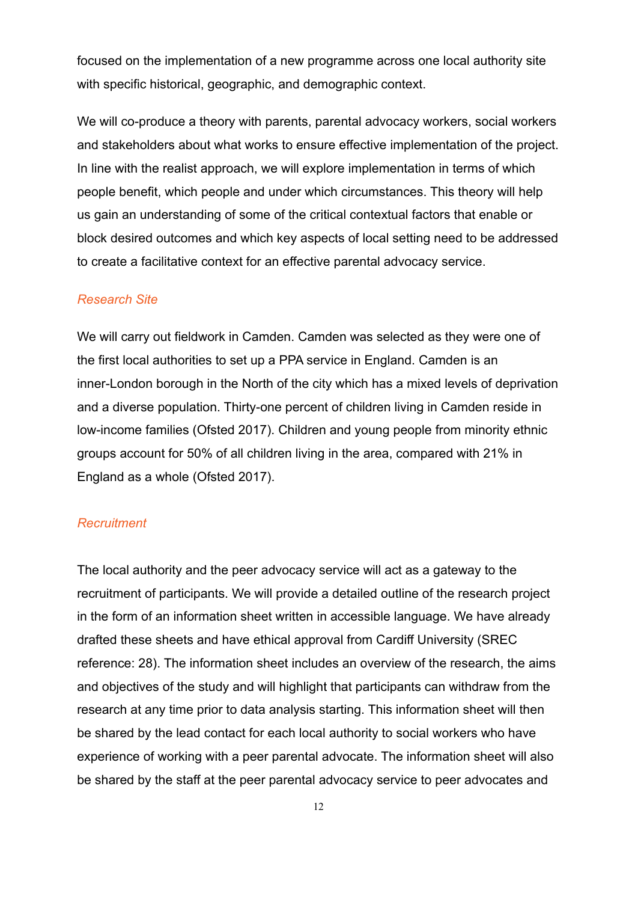focused on the implementation of a new programme across one local authority site with specific historical, geographic, and demographic context.

We will co-produce a theory with parents, parental advocacy workers, social workers and stakeholders about what works to ensure effective implementation of the project. In line with the realist approach, we will explore implementation in terms of which people benefit, which people and under which circumstances. This theory will help us gain an understanding of some of the critical contextual factors that enable or block desired outcomes and which key aspects of local setting need to be addressed to create a facilitative context for an effective parental advocacy service.

### *Research Site*

We will carry out fieldwork in Camden. Camden was selected as they were one of the first local authorities to set up a PPA service in England. Camden is an inner-London borough in the North of the city which has a mixed levels of deprivation and a diverse population. Thirty-one percent of children living in Camden reside in low-income families (Ofsted 2017). Children and young people from minority ethnic groups account for 50% of all children living in the area, compared with 21% in England as a whole (Ofsted 2017).

### *Recruitment*

The local authority and the peer advocacy service will act as a gateway to the recruitment of participants. We will provide a detailed outline of the research project in the form of an information sheet written in accessible language. We have already drafted these sheets and have ethical approval from Cardiff University (SREC reference: 28). The information sheet includes an overview of the research, the aims and objectives of the study and will highlight that participants can withdraw from the research at any time prior to data analysis starting. This information sheet will then be shared by the lead contact for each local authority to social workers who have experience of working with a peer parental advocate. The information sheet will also be shared by the staff at the peer parental advocacy service to peer advocates and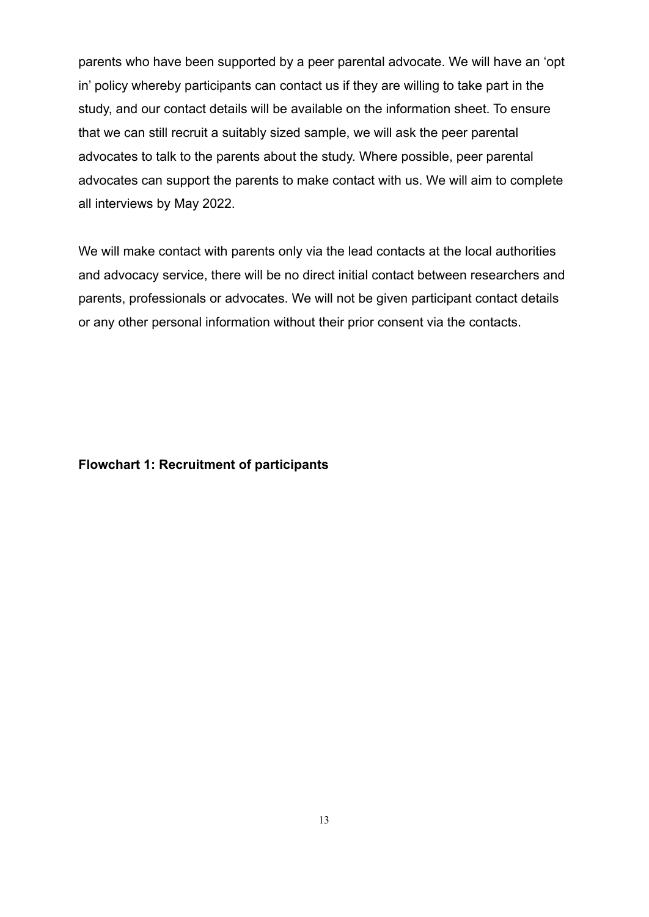parents who have been supported by a peer parental advocate. We will have an 'opt in' policy whereby participants can contact us if they are willing to take part in the study, and our contact details will be available on the information sheet. To ensure that we can still recruit a suitably sized sample, we will ask the peer parental advocates to talk to the parents about the study. Where possible, peer parental advocates can support the parents to make contact with us. We will aim to complete all interviews by May 2022.

We will make contact with parents only via the lead contacts at the local authorities and advocacy service, there will be no direct initial contact between researchers and parents, professionals or advocates. We will not be given participant contact details or any other personal information without their prior consent via the contacts.

**Flowchart 1: Recruitment of participants**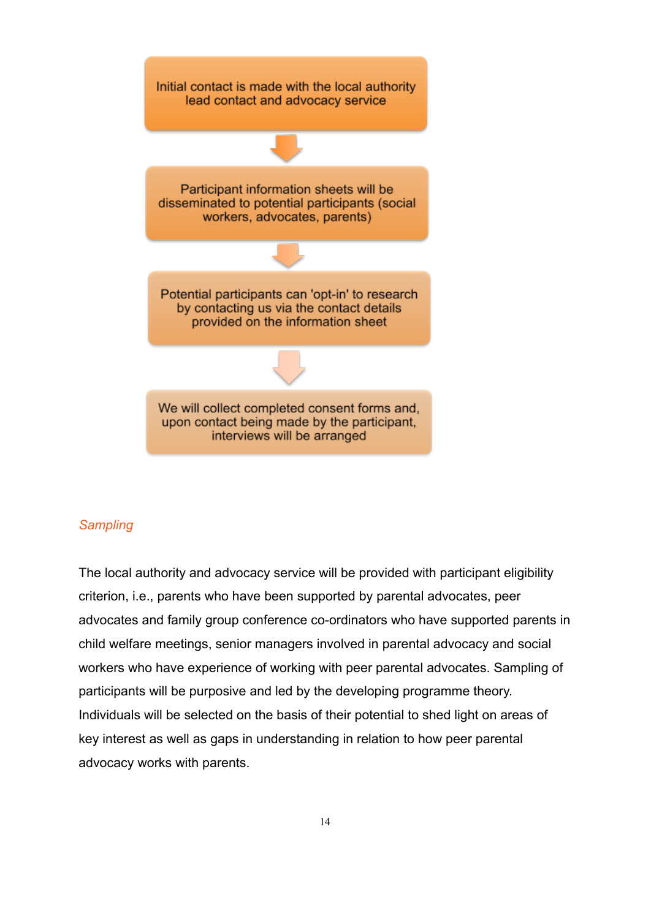Initial contact is made with the local authority lead contact and advocacy service

↓

Participant information sheets will be disseminated to potential participants (social workers, advocates, parents)

↓

Potential participants can 'opt-in' to research by contacting us via the contact details provided on the information sheet

↓

We will collect completed consent forms and, upon contact being made by the participant, interviews will be arranged

### *Sampling*

The local authority and advocacy service will be provided with participant eligibility criterion, i.e., parents who have been supported by parental advocates, peer advocates and family group conference co-ordinators who have supported parents in child welfare meetings, senior managers involved in parental advocacy and social workers who have experience of working with peer parental advocates. Sampling of participants will be purposive and led by the developing programme theory. Individuals will be selected on the basis of their potential to shed light on areas of key interest as well as gaps in understanding in relation to how peer parental advocacy works with parents.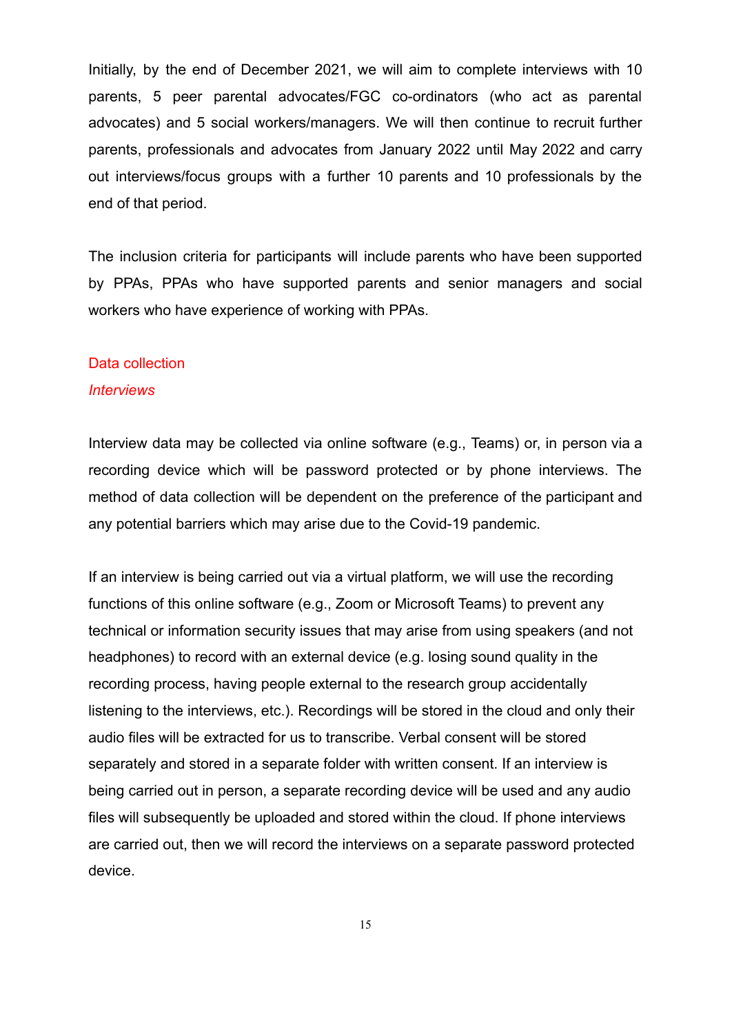Initially, by the end of December 2021, we will aim to complete interviews with 10 parents, 5 peer parental advocates/FGC co-ordinators (who act as parental advocates) and 5 social workers/managers. We will then continue to recruit further parents, professionals and advocates from January 2022 until May 2022 and carry out interviews/focus groups with a further 10 parents and 10 professionals by the end of that period.

The inclusion criteria for participants will include parents who have been supported by PPAs, PPAs who have supported parents and senior managers and social workers who have experience of working with PPAs.

## Data collection

### *Interviews*

Interview data may be collected via online software (e.g., Teams) or, in person via a recording device which will be password protected or by phone interviews. The method of data collection will be dependent on the preference of the participant and any potential barriers which may arise due to the Covid-19 pandemic.

If an interview is being carried out via a virtual platform, we will use the recording functions of this online software (e.g., Zoom or Microsoft Teams) to prevent any technical or information security issues that may arise from using speakers (and not headphones) to record with an external device (e.g. losing sound quality in the recording process, having people external to the research group accidentally listening to the interviews, etc.). Recordings will be stored in the cloud and only their audio files will be extracted for us to transcribe. Verbal consent will be stored separately and stored in a separate folder with written consent. If an interview is being carried out in person, a separate recording device will be used and any audio files will subsequently be uploaded and stored within the cloud. If phone interviews are carried out, then we will record the interviews on a separate password protected device.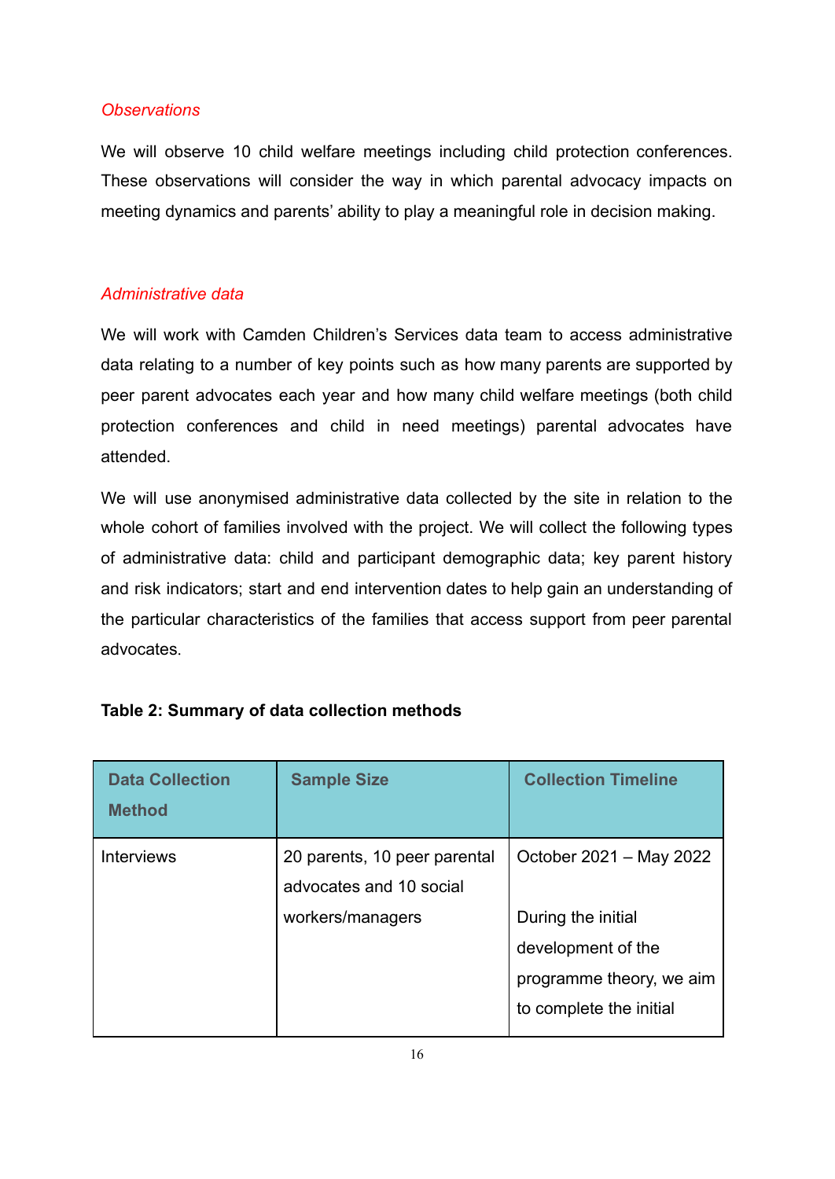*Observations*

We will observe 10 child welfare meetings including child protection conferences. These observations will consider the way in which parental advocacy impacts on meeting dynamics and parents' ability to play a meaningful role in decision making.

*Administrative data*

We will work with Camden Children's Services data team to access administrative data relating to a number of key points such as how many parents are supported by peer parent advocates each year and how many child welfare meetings (both child protection conferences and child in need meetings) parental advocates have attended.

We will use anonymised administrative data collected by the site in relation to the whole cohort of families involved with the project. We will collect the following types of administrative data: child and participant demographic data; key parent history and risk indicators; start and end intervention dates to help gain an understanding of the particular characteristics of the families that access support from peer parental advocates.

**Table 2: Summary of data collection methods**

| Data Collection Method | Sample Size | Collection Timeline |
|---|---|---|
| Interviews | 20 parents, 10 peer parental advocates and 10 social workers/managers | October 2021 – May 2022<br><br>During the initial development of the programme theory, we aim to complete the initial |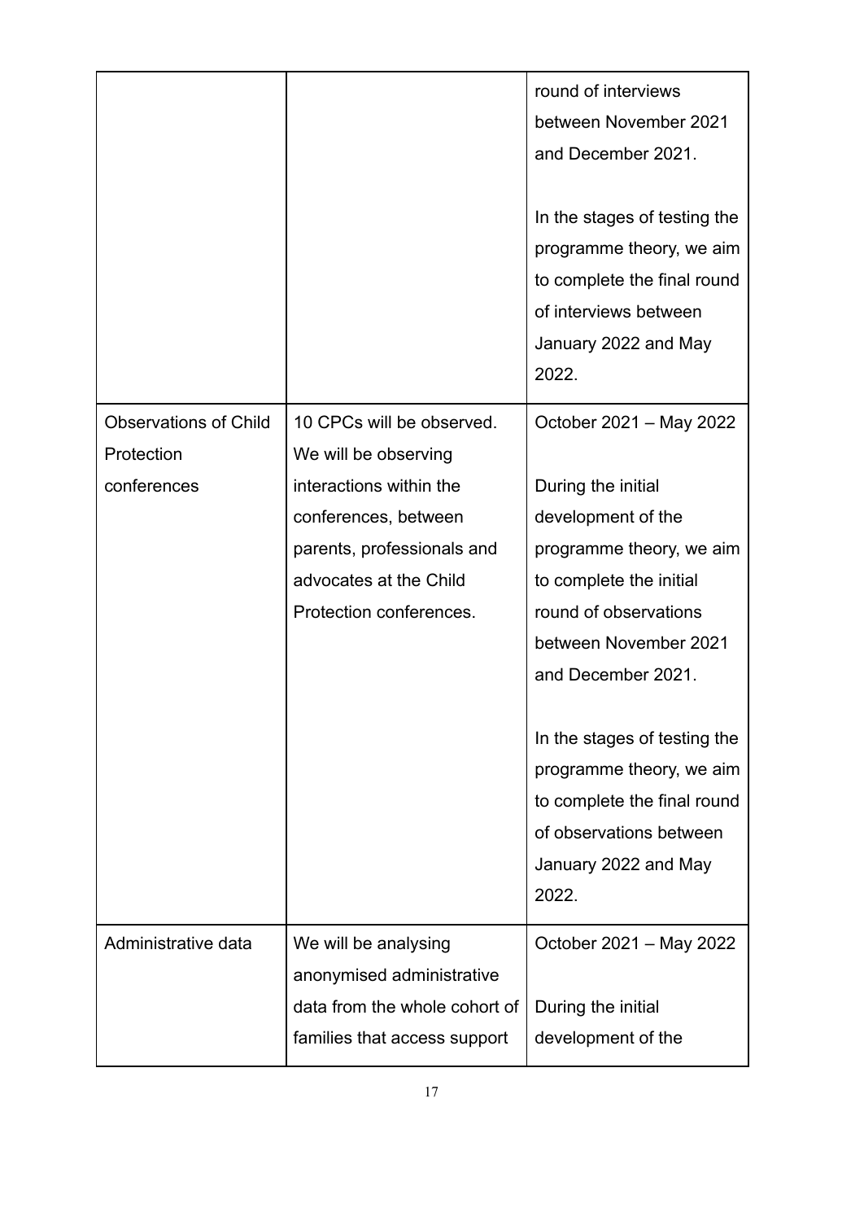| | | |
|---|---|---|
| | | round of interviews between November 2021 and December 2021.<br><br>In the stages of testing the programme theory, we aim to complete the final round of interviews between January 2022 and May 2022. |
| Observations of Child Protection conferences | 10 CPCs will be observed. We will be observing interactions within the conferences, between parents, professionals and advocates at the Child Protection conferences. | October 2021 – May 2022<br><br>During the initial development of the programme theory, we aim to complete the initial round of observations between November 2021 and December 2021.<br><br>In the stages of testing the programme theory, we aim to complete the final round of observations between January 2022 and May 2022. |
| Administrative data | We will be analysing anonymised administrative data from the whole cohort of families that access support | October 2021 – May 2022<br><br>During the initial development of the |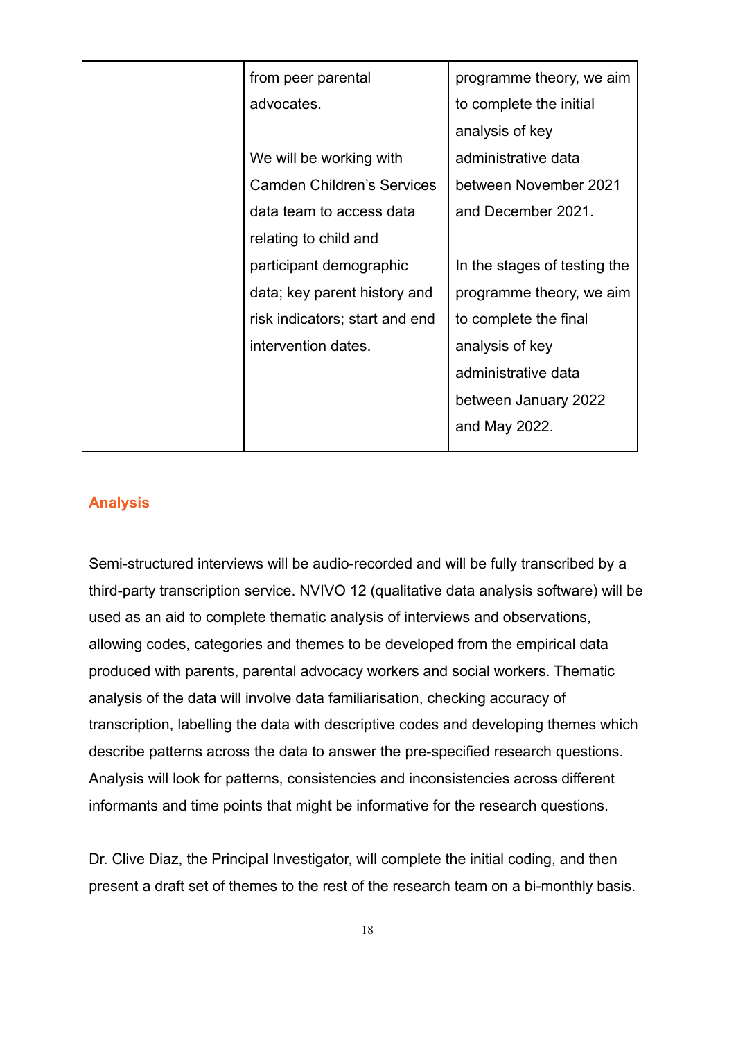| | | |
|---|---|---|
| | from peer parental advocates.<br><br>We will be working with Camden Children's Services data team to access data relating to child and participant demographic data; key parent history and risk indicators; start and end intervention dates. | programme theory, we aim to complete the initial analysis of key administrative data between November 2021 and December 2021.<br><br>In the stages of testing the programme theory, we aim to complete the final analysis of key administrative data between January 2022 and May 2022. |

## Analysis

Semi-structured interviews will be audio-recorded and will be fully transcribed by a third-party transcription service. NVIVO 12 (qualitative data analysis software) will be used as an aid to complete thematic analysis of interviews and observations, allowing codes, categories and themes to be developed from the empirical data produced with parents, parental advocacy workers and social workers. Thematic analysis of the data will involve data familiarisation, checking accuracy of transcription, labelling the data with descriptive codes and developing themes which describe patterns across the data to answer the pre-specified research questions. Analysis will look for patterns, consistencies and inconsistencies across different informants and time points that might be informative for the research questions.

Dr. Clive Diaz, the Principal Investigator, will complete the initial coding, and then present a draft set of themes to the rest of the research team on a bi-monthly basis.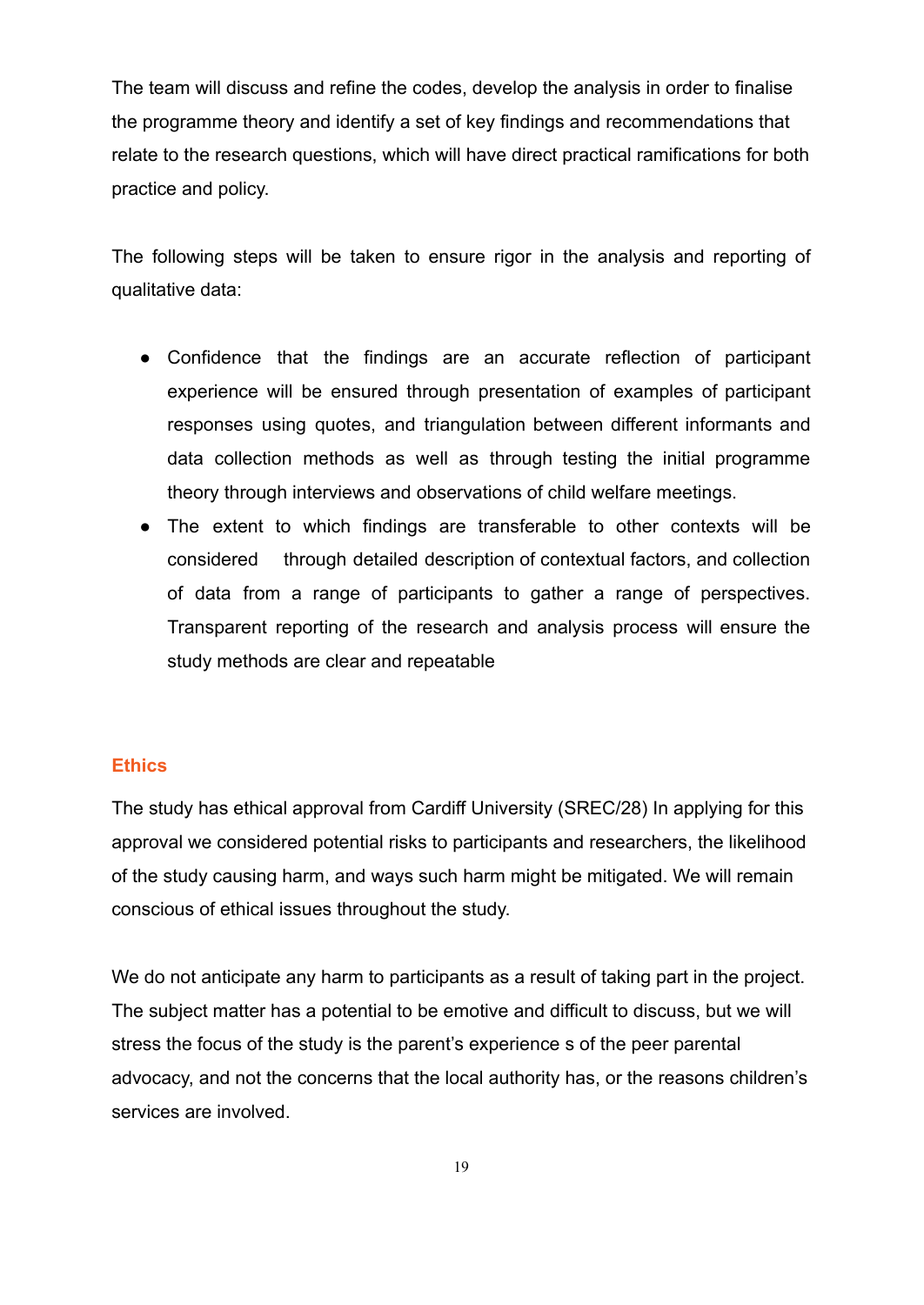The team will discuss and refine the codes, develop the analysis in order to finalise the programme theory and identify a set of key findings and recommendations that relate to the research questions, which will have direct practical ramifications for both practice and policy.

The following steps will be taken to ensure rigor in the analysis and reporting of qualitative data:

- Confidence that the findings are an accurate reflection of participant experience will be ensured through presentation of examples of participant responses using quotes, and triangulation between different informants and data collection methods as well as through testing the initial programme theory through interviews and observations of child welfare meetings.
- The extent to which findings are transferable to other contexts will be considered through detailed description of contextual factors, and collection of data from a range of participants to gather a range of perspectives. Transparent reporting of the research and analysis process will ensure the study methods are clear and repeatable

## Ethics

The study has ethical approval from Cardiff University (SREC/28) In applying for this approval we considered potential risks to participants and researchers, the likelihood of the study causing harm, and ways such harm might be mitigated. We will remain conscious of ethical issues throughout the study.

We do not anticipate any harm to participants as a result of taking part in the project. The subject matter has a potential to be emotive and difficult to discuss, but we will stress the focus of the study is the parent's experience s of the peer parental advocacy, and not the concerns that the local authority has, or the reasons children's services are involved.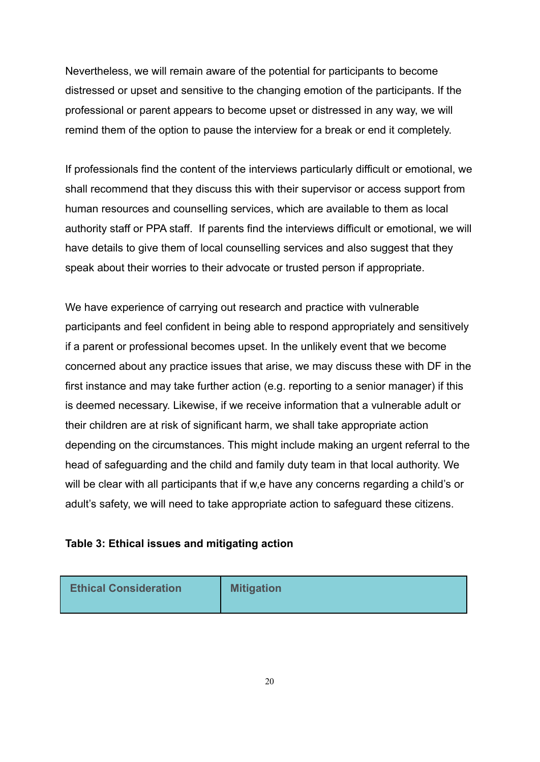Nevertheless, we will remain aware of the potential for participants to become distressed or upset and sensitive to the changing emotion of the participants. If the professional or parent appears to become upset or distressed in any way, we will remind them of the option to pause the interview for a break or end it completely.

If professionals find the content of the interviews particularly difficult or emotional, we shall recommend that they discuss this with their supervisor or access support from human resources and counselling services, which are available to them as local authority staff or PPA staff.  If parents find the interviews difficult or emotional, we will have details to give them of local counselling services and also suggest that they speak about their worries to their advocate or trusted person if appropriate.

We have experience of carrying out research and practice with vulnerable participants and feel confident in being able to respond appropriately and sensitively if a parent or professional becomes upset. In the unlikely event that we become concerned about any practice issues that arise, we may discuss these with DF in the first instance and may take further action (e.g. reporting to a senior manager) if this is deemed necessary. Likewise, if we receive information that a vulnerable adult or their children are at risk of significant harm, we shall take appropriate action depending on the circumstances. This might include making an urgent referral to the head of safeguarding and the child and family duty team in that local authority. We will be clear with all participants that if w,e have any concerns regarding a child's or adult's safety, we will need to take appropriate action to safeguard these citizens.

**Table 3: Ethical issues and mitigating action**

| Ethical Consideration | Mitigation |
| --- | --- |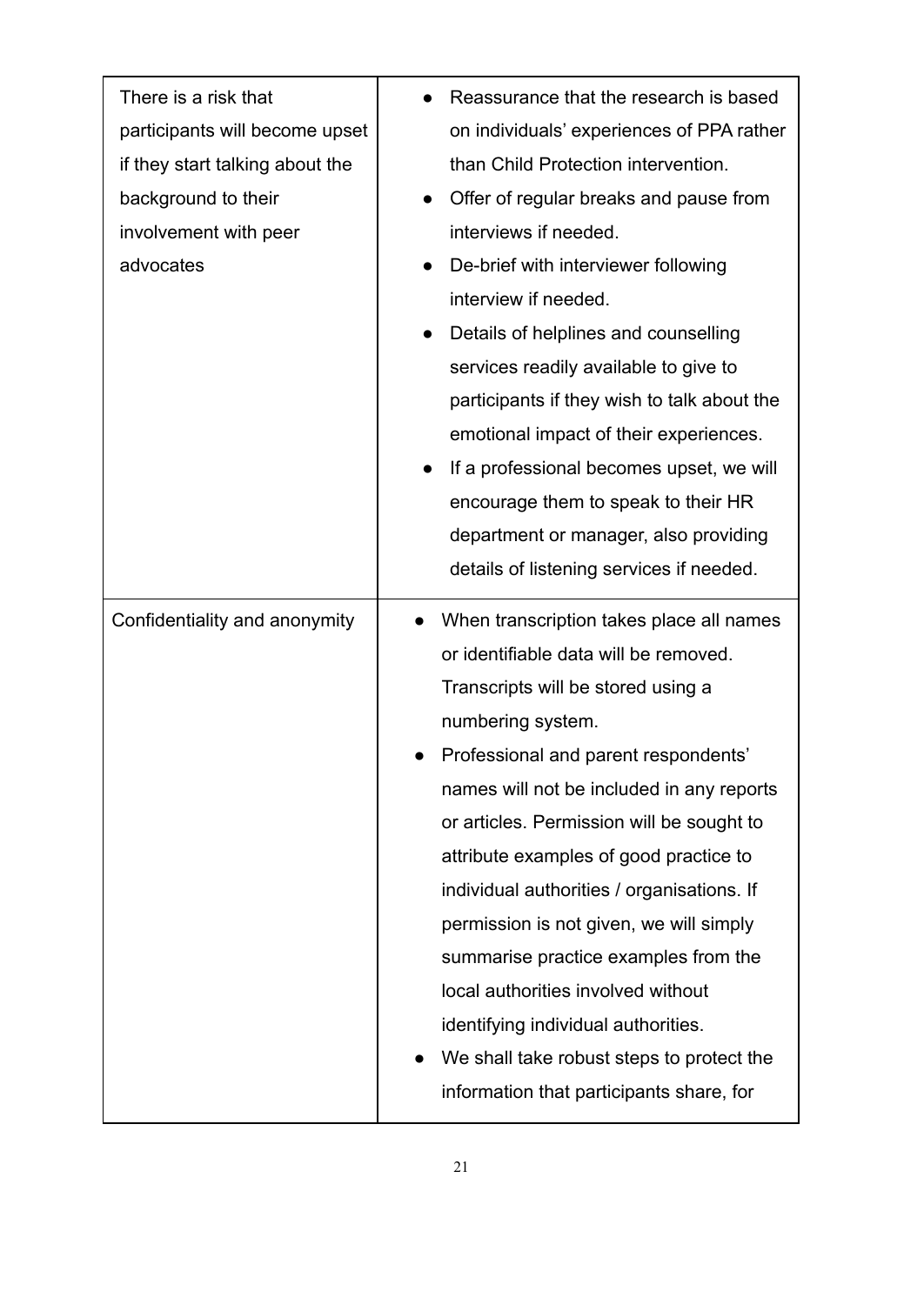| | |
|---|---|
| There is a risk that participants will become upset if they start talking about the background to their involvement with peer advocates | • Reassurance that the research is based on individuals' experiences of PPA rather than Child Protection intervention.<br>• Offer of regular breaks and pause from interviews if needed.<br>• De-brief with interviewer following interview if needed.<br>• Details of helplines and counselling services readily available to give to participants if they wish to talk about the emotional impact of their experiences.<br>• If a professional becomes upset, we will encourage them to speak to their HR department or manager, also providing details of listening services if needed. |
| Confidentiality and anonymity | • When transcription takes place all names or identifiable data will be removed. Transcripts will be stored using a numbering system.<br>• Professional and parent respondents' names will not be included in any reports or articles. Permission will be sought to attribute examples of good practice to individual authorities / organisations. If permission is not given, we will simply summarise practice examples from the local authorities involved without identifying individual authorities.<br>• We shall take robust steps to protect the information that participants share, for |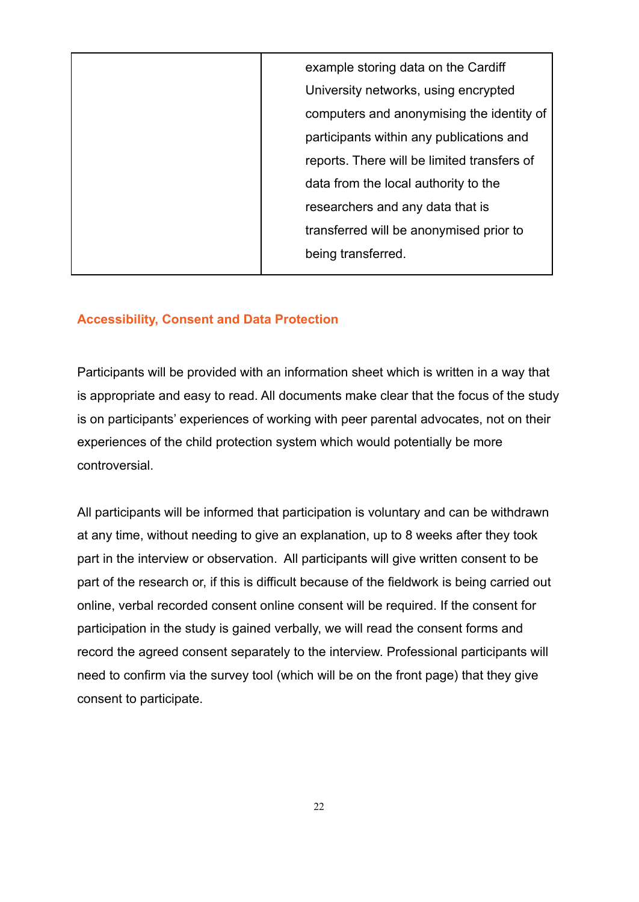| | |
|---|---|
| | example storing data on the Cardiff University networks, using encrypted computers and anonymising the identity of participants within any publications and reports. There will be limited transfers of data from the local authority to the researchers and any data that is transferred will be anonymised prior to being transferred. |

## Accessibility, Consent and Data Protection

Participants will be provided with an information sheet which is written in a way that is appropriate and easy to read. All documents make clear that the focus of the study is on participants' experiences of working with peer parental advocates, not on their experiences of the child protection system which would potentially be more controversial.

All participants will be informed that participation is voluntary and can be withdrawn at any time, without needing to give an explanation, up to 8 weeks after they took part in the interview or observation. All participants will give written consent to be part of the research or, if this is difficult because of the fieldwork is being carried out online, verbal recorded consent online consent will be required. If the consent for participation in the study is gained verbally, we will read the consent forms and record the agreed consent separately to the interview. Professional participants will need to confirm via the survey tool (which will be on the front page) that they give consent to participate.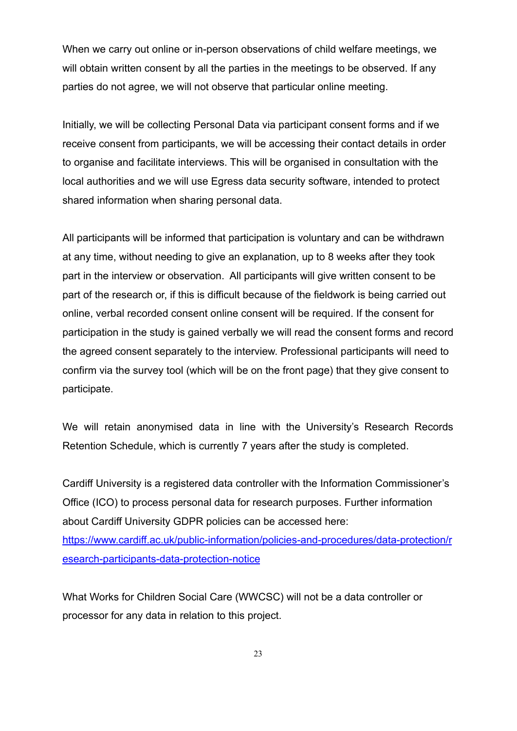When we carry out online or in-person observations of child welfare meetings, we will obtain written consent by all the parties in the meetings to be observed. If any parties do not agree, we will not observe that particular online meeting.

Initially, we will be collecting Personal Data via participant consent forms and if we receive consent from participants, we will be accessing their contact details in order to organise and facilitate interviews. This will be organised in consultation with the local authorities and we will use Egress data security software, intended to protect shared information when sharing personal data.

All participants will be informed that participation is voluntary and can be withdrawn at any time, without needing to give an explanation, up to 8 weeks after they took part in the interview or observation. All participants will give written consent to be part of the research or, if this is difficult because of the fieldwork is being carried out online, verbal recorded consent online consent will be required. If the consent for participation in the study is gained verbally we will read the consent forms and record the agreed consent separately to the interview. Professional participants will need to confirm via the survey tool (which will be on the front page) that they give consent to participate.

We will retain anonymised data in line with the University's Research Records Retention Schedule, which is currently 7 years after the study is completed.

Cardiff University is a registered data controller with the Information Commissioner's Office (ICO) to process personal data for research purposes. Further information about Cardiff University GDPR policies can be accessed here: [https://www.cardiff.ac.uk/public-information/policies-and-procedures/data-protection/research-participants-data-protection-notice](https://www.cardiff.ac.uk/public-information/policies-and-procedures/data-protection/research-participants-data-protection-notice)

What Works for Children Social Care (WWCSC) will not be a data controller or processor for any data in relation to this project.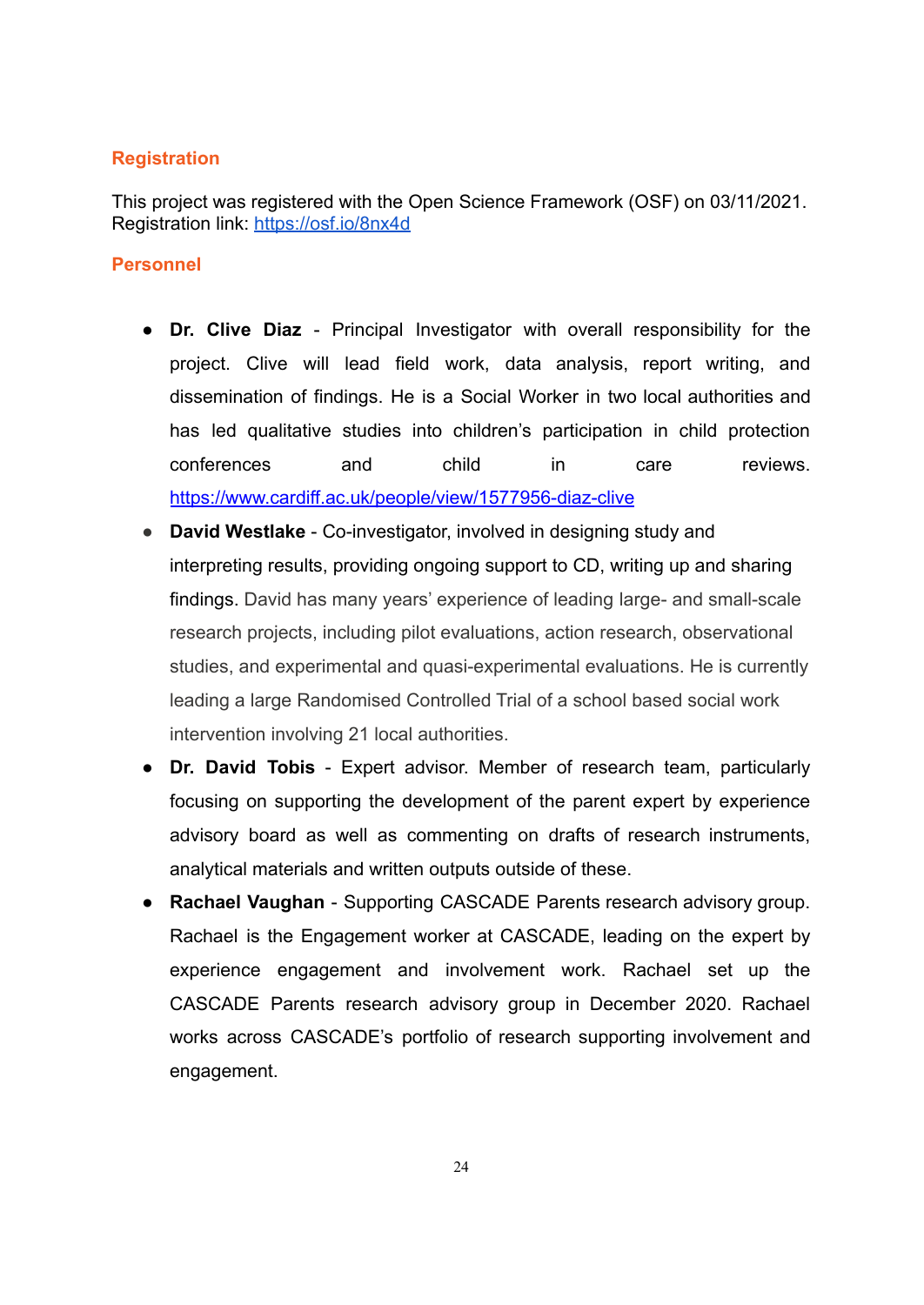## Registration

This project was registered with the Open Science Framework (OSF) on 03/11/2021. Registration link: [https://osf.io/8nx4d](https://osf.io/8nx4d)

## Personnel

- **Dr. Clive Diaz** - Principal Investigator with overall responsibility for the project. Clive will lead field work, data analysis, report writing, and dissemination of findings. He is a Social Worker in two local authorities and has led qualitative studies into children's participation in child protection conferences and child in care reviews. [https://www.cardiff.ac.uk/people/view/1577956-diaz-clive](https://www.cardiff.ac.uk/people/view/1577956-diaz-clive)
- **David Westlake** - Co-investigator, involved in designing study and interpreting results, providing ongoing support to CD, writing up and sharing findings. David has many years' experience of leading large- and small-scale research projects, including pilot evaluations, action research, observational studies, and experimental and quasi-experimental evaluations. He is currently leading a large Randomised Controlled Trial of a school based social work intervention involving 21 local authorities.
- **Dr. David Tobis** - Expert advisor. Member of research team, particularly focusing on supporting the development of the parent expert by experience advisory board as well as commenting on drafts of research instruments, analytical materials and written outputs outside of these.
- **Rachael Vaughan** - Supporting CASCADE Parents research advisory group. Rachael is the Engagement worker at CASCADE, leading on the expert by experience engagement and involvement work. Rachael set up the CASCADE Parents research advisory group in December 2020. Rachael works across CASCADE's portfolio of research supporting involvement and engagement.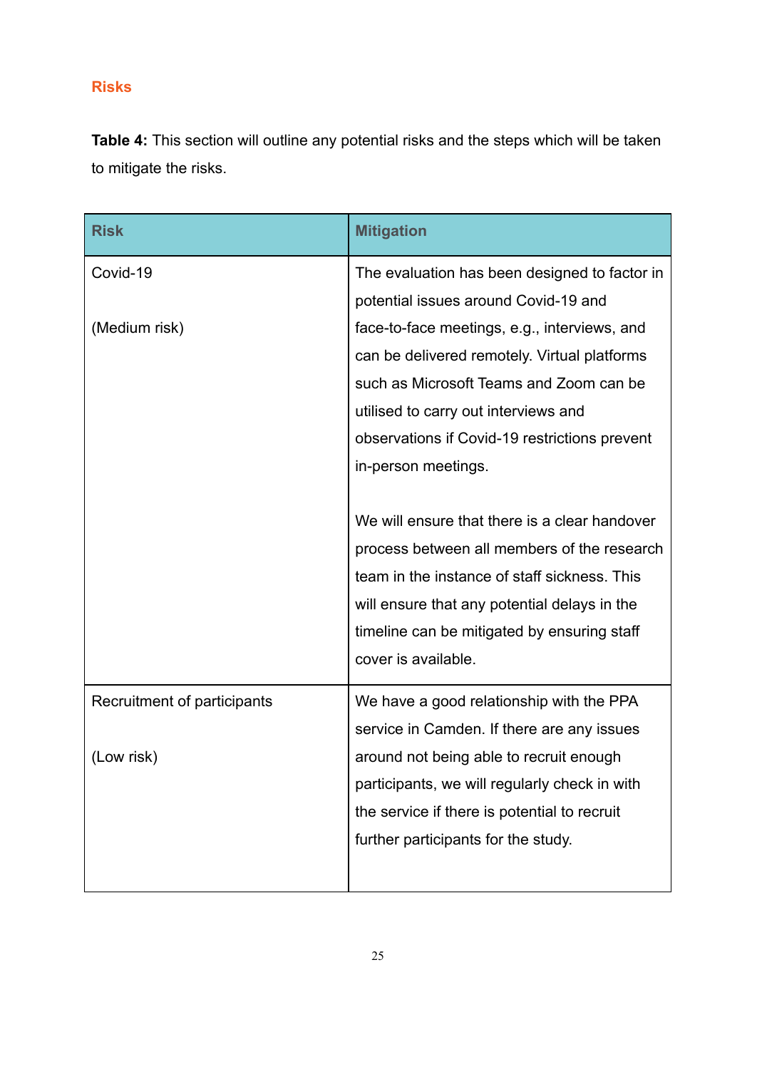## Risks

**Table 4:** This section will outline any potential risks and the steps which will be taken to mitigate the risks.

| Risk | Mitigation |
|---|---|
| Covid-19<br><br>(Medium risk) | The evaluation has been designed to factor in potential issues around Covid-19 and face-to-face meetings, e.g., interviews, and can be delivered remotely. Virtual platforms such as Microsoft Teams and Zoom can be utilised to carry out interviews and observations if Covid-19 restrictions prevent in-person meetings.<br><br>We will ensure that there is a clear handover process between all members of the research team in the instance of staff sickness. This will ensure that any potential delays in the timeline can be mitigated by ensuring staff cover is available. |
| Recruitment of participants<br><br>(Low risk) | We have a good relationship with the PPA service in Camden. If there are any issues around not being able to recruit enough participants, we will regularly check in with the service if there is potential to recruit further participants for the study. |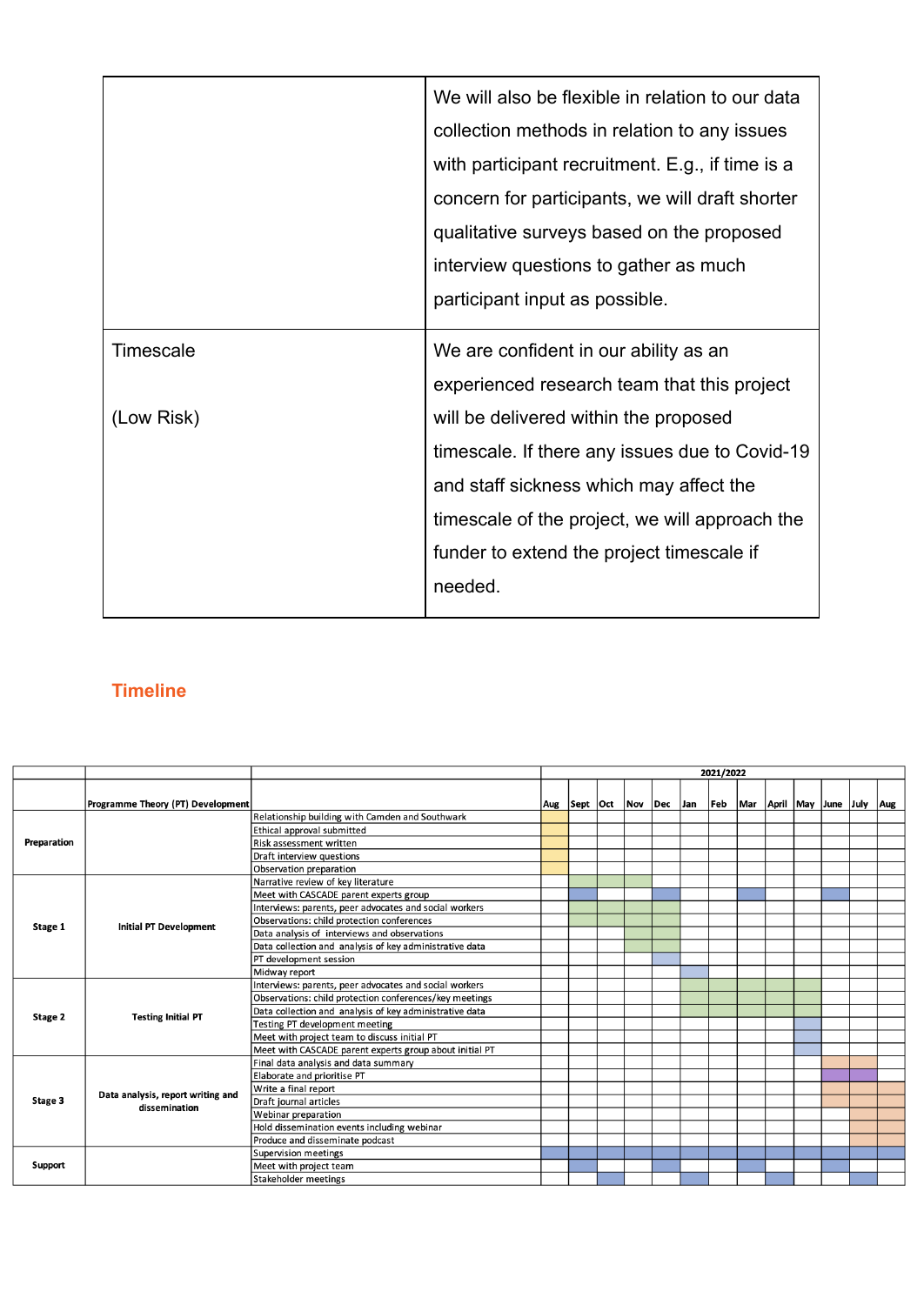| | |
|---|---|
| | We will also be flexible in relation to our data collection methods in relation to any issues with participant recruitment. E.g., if time is a concern for participants, we will draft shorter qualitative surveys based on the proposed interview questions to gather as much participant input as possible. |
| Timescale<br><br>(Low Risk) | We are confident in our ability as an experienced research team that this project will be delivered within the proposed timescale. If there any issues due to Covid-19 and staff sickness which may affect the timescale of the project, we will approach the funder to extend the project timescale if needed. |

## Timeline

| | | | 2021/2022 | | | | | | | | | | | | |
|---|---|---|---|---|---|---|---|---|---|---|---|---|---|---|---|
| | Programme Theory (PT) Development | | Aug | Sept | Oct | Nov | Dec | Jan | Feb | Mar | April | May | June | July | Aug |
| Preparation | | Relationship building with Camden and Southwark | X | | | | | | | | | | | | |
| | | Ethical approval submitted | X | | | | | | | | | | | | |
| | | Risk assessment written | X | | | | | | | | | | | | |
| | | Draft interview questions | X | | | | | | | | | | | | |
| | | Observation preparation | X | | | | | | | | | | | | |
| Stage 1 | Initial PT Development | Narrative review of key literature | | X | X | X | | | | | | | | | |
| | | Meet with CASCADE parent experts group | | X | | | X | | | X | | | X | | |
| | | Interviews: parents, peer advocates and social workers | | X | X | X | X | | | | | | | | |
| | | Observations: child protection conferences | | X | X | X | X | | | | | | | | |
| | | Data analysis of interviews and observations | | | | X | X | | | | | | | | |
| | | Data collection and analysis of key administrative data | | | | X | X | | | | | | | | |
| | | PT development session | | | | | X | | | | | | | | |
| | | Midway report | | | | | | X | | | | | | | |
| Stage 2 | Testing Initial PT | Interviews: parents, peer advocates and social workers | | | | | | X | X | X | X | X | | | |
| | | Observations: child protection conferences/key meetings | | | | | | X | X | X | X | X | | | |
| | | Data collection and analysis of key administrative data | | | | | | X | X | X | X | X | | | |
| | | Testing PT development meeting | | | | | | | | | | X | | | |
| | | Meet with project team to discuss initial PT | | | | | | | | | | X | | | |
| | | Meet with CASCADE parent experts group about initial PT | | | | | | | | | | X | | | |
| Stage 3 | Data analysis, report writing and dissemination | Final data analysis and data summary | | | | | | | | | | | X | X | |
| | | Elaborate and prioritise PT | | | | | | | | | | | X | X | |
| | | Write a final report | | | | | | | | | | | X | X | X |
| | | Draft journal articles | | | | | | | | | | | X | X | X |
| | | Webinar preparation | | | | | | | | | | | | X | X |
| | | Hold dissemination events including webinar | | | | | | | | | | | | X | X |
| | | Produce and disseminate podcast | | | | | | | | | | | | X | X |
| Support | | Supervision meetings | X | X | X | X | X | X | X | X | X | X | X | X | X |
| | | Meet with project team | | X | | | X | | | X | | | X | | |
| | | Stakeholder meetings | | | X | | | X | | | X | | | X | |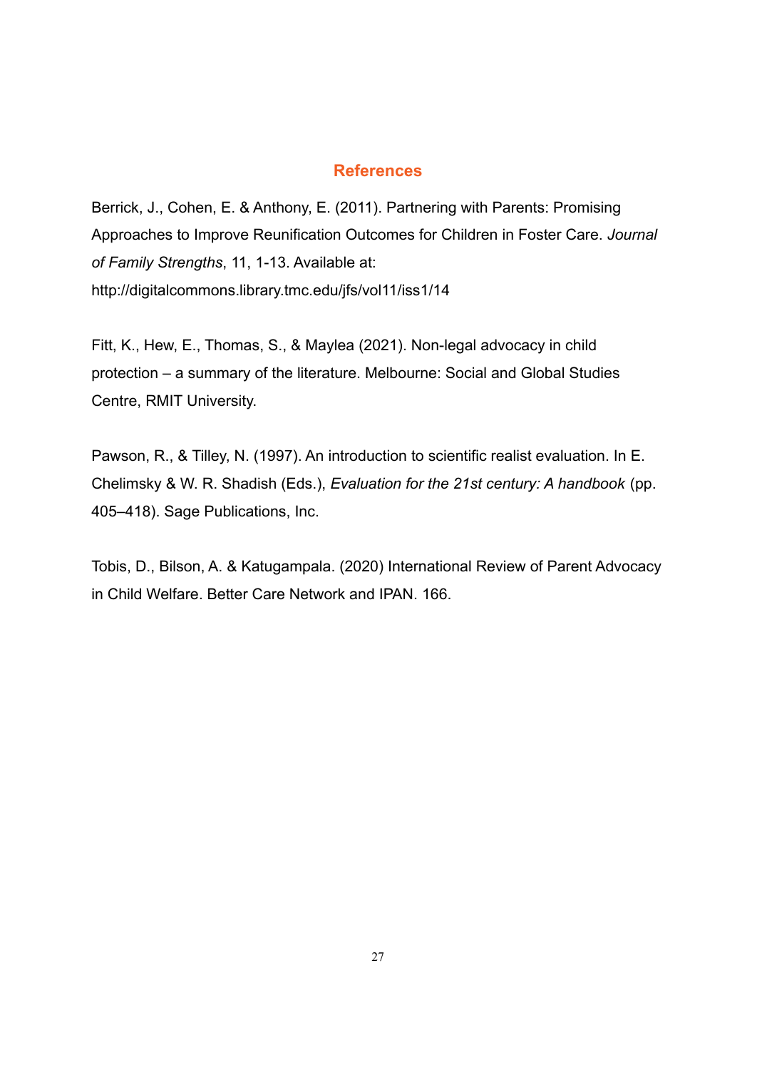## References

Berrick, J., Cohen, E. & Anthony, E. (2011). Partnering with Parents: Promising Approaches to Improve Reunification Outcomes for Children in Foster Care. *Journal of Family Strengths*, 11, 1-13. Available at: http://digitalcommons.library.tmc.edu/jfs/vol11/iss1/14

Fitt, K., Hew, E., Thomas, S., & Maylea (2021). Non-legal advocacy in child protection – a summary of the literature. Melbourne: Social and Global Studies Centre, RMIT University.

Pawson, R., & Tilley, N. (1997). An introduction to scientific realist evaluation. In E. Chelimsky & W. R. Shadish (Eds.), *Evaluation for the 21st century: A handbook* (pp. 405–418). Sage Publications, Inc.

Tobis, D., Bilson, A. & Katugampala. (2020) International Review of Parent Advocacy in Child Welfare. Better Care Network and IPAN. 166.